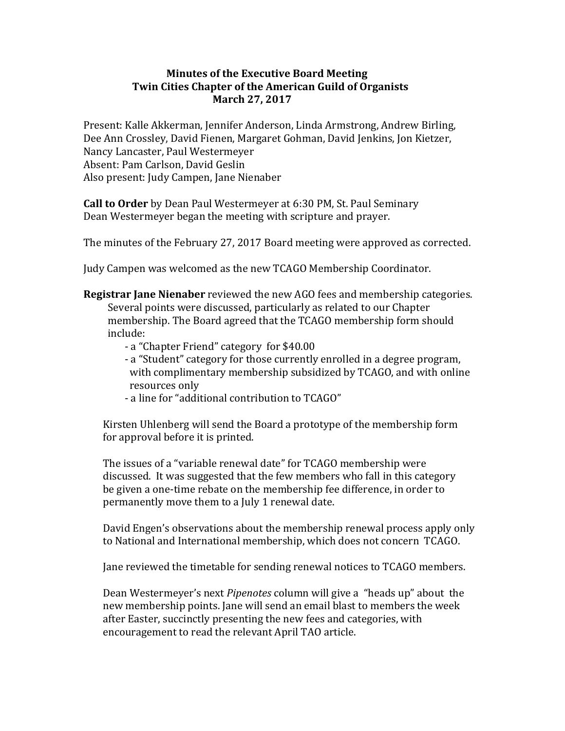**Minutes of the Executive Board Meeting**
**Twin Cities Chapter of the American Guild of Organists**
**March 27, 2017**

Present: Kalle Akkerman, Jennifer Anderson, Linda Armstrong, Andrew Birling, Dee Ann Crossley, David Fienen, Margaret Gohman, David Jenkins, Jon Kietzer, Nancy Lancaster, Paul Westermeyer
Absent: Pam Carlson, David Geslin
Also present: Judy Campen, Jane Nienaber

**Call to Order** by Dean Paul Westermeyer at 6:30 PM, St. Paul Seminary
Dean Westermeyer began the meeting with scripture and prayer.

The minutes of the February 27, 2017 Board meeting were approved as corrected.

Judy Campen was welcomed as the new TCAGO Membership Coordinator.

**Registrar Jane Nienaber** reviewed the new AGO fees and membership categories. Several points were discussed, particularly as related to our Chapter membership. The Board agreed that the TCAGO membership form should include:

- a "Chapter Friend" category for $40.00
- a "Student" category for those currently enrolled in a degree program, with complimentary membership subsidized by TCAGO, and with online resources only
- a line for "additional contribution to TCAGO"

Kirsten Uhlenberg will send the Board a prototype of the membership form for approval before it is printed.

The issues of a "variable renewal date" for TCAGO membership were discussed. It was suggested that the few members who fall in this category be given a one-time rebate on the membership fee difference, in order to permanently move them to a July 1 renewal date.

David Engen's observations about the membership renewal process apply only to National and International membership, which does not concern TCAGO.

Jane reviewed the timetable for sending renewal notices to TCAGO members.

Dean Westermeyer's next *Pipenotes* column will give a "heads up" about the new membership points. Jane will send an email blast to members the week after Easter, succinctly presenting the new fees and categories, with encouragement to read the relevant April TAO article.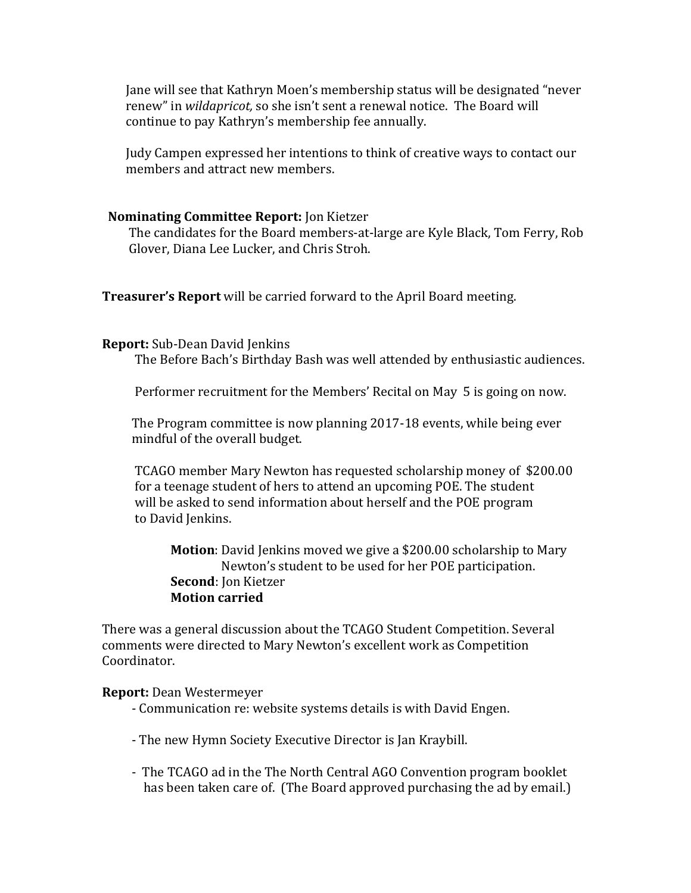Jane will see that Kathryn Moen's membership status will be designated "never renew" in *wildapricot,* so she isn't sent a renewal notice. The Board will continue to pay Kathryn's membership fee annually.

Judy Campen expressed her intentions to think of creative ways to contact our members and attract new members.

**Nominating Committee Report:** Jon Kietzer

The candidates for the Board members-at-large are Kyle Black, Tom Ferry, Rob Glover, Diana Lee Lucker, and Chris Stroh.

**Treasurer's Report** will be carried forward to the April Board meeting.

**Report:** Sub-Dean David Jenkins

The Before Bach's Birthday Bash was well attended by enthusiastic audiences.

Performer recruitment for the Members' Recital on May 5 is going on now.

The Program committee is now planning 2017-18 events, while being ever mindful of the overall budget.

TCAGO member Mary Newton has requested scholarship money of $200.00 for a teenage student of hers to attend an upcoming POE. The student will be asked to send information about herself and the POE program to David Jenkins.

**Motion**: David Jenkins moved we give a $200.00 scholarship to Mary Newton's student to be used for her POE participation.
**Second**: Jon Kietzer
**Motion carried**

There was a general discussion about the TCAGO Student Competition. Several comments were directed to Mary Newton's excellent work as Competition Coordinator.

**Report:** Dean Westermeyer

- Communication re: website systems details is with David Engen.

- The new Hymn Society Executive Director is Jan Kraybill.

- The TCAGO ad in the The North Central AGO Convention program booklet has been taken care of. (The Board approved purchasing the ad by email.)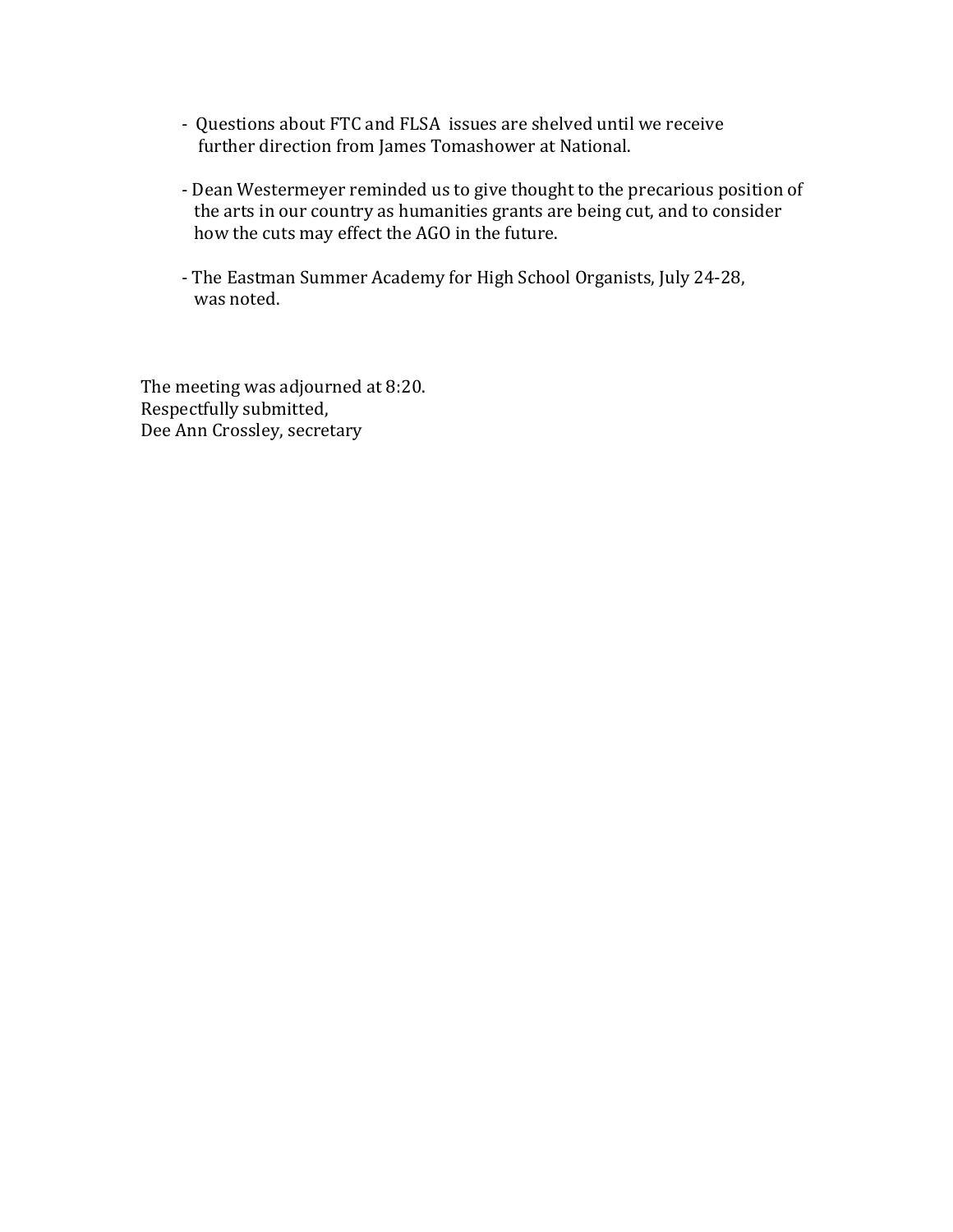- Questions about FTC and FLSA issues are shelved until we receive further direction from James Tomashower at National.

- Dean Westermeyer reminded us to give thought to the precarious position of the arts in our country as humanities grants are being cut, and to consider how the cuts may effect the AGO in the future.

- The Eastman Summer Academy for High School Organists, July 24-28, was noted.

The meeting was adjourned at 8:20.
Respectfully submitted,
Dee Ann Crossley, secretary